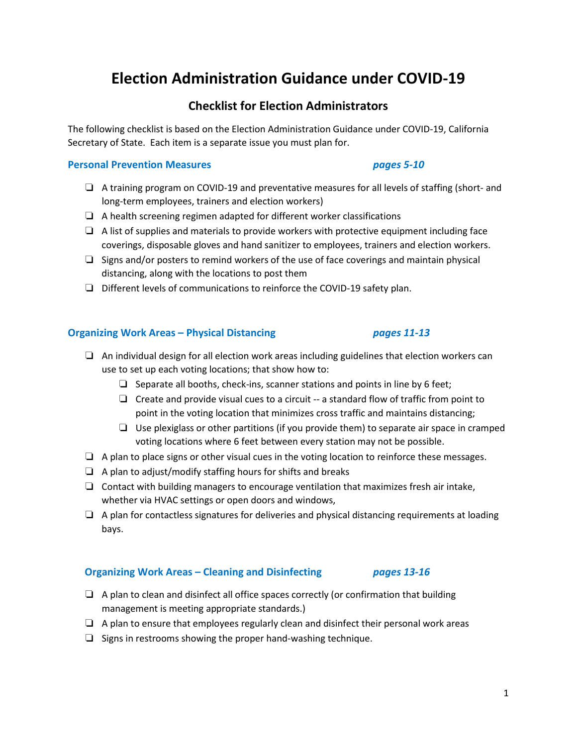# Election Administration Guidance under COVID-19

## Checklist for Election Administrators

The following checklist is based on the Election Administration Guidance under COVID-19, California Secretary of State. Each item is a separate issue you must plan for.

### Personal Prevention Measures *pages 5-10*

- ❑ A training program on COVID-19 and preventative measures for all levels of staffing (short- and long-term employees, trainers and election workers)
- ❑ A health screening regimen adapted for different worker classifications
- ❑ A list of supplies and materials to provide workers with protective equipment including face coverings, disposable gloves and hand sanitizer to employees, trainers and election workers.
- ❑ Signs and/or posters to remind workers of the use of face coverings and maintain physical distancing, along with the locations to post them
- ❑ Different levels of communications to reinforce the COVID-19 safety plan.

### Organizing Work Areas – Physical Distancing *pages 11-13*

- ❑ An individual design for all election work areas including guidelines that election workers can use to set up each voting locations; that show how to:
  - ❑ Separate all booths, check-ins, scanner stations and points in line by 6 feet;
  - ❑ Create and provide visual cues to a circuit -- a standard flow of traffic from point to point in the voting location that minimizes cross traffic and maintains distancing;
  - ❑ Use plexiglass or other partitions (if you provide them) to separate air space in cramped voting locations where 6 feet between every station may not be possible.
- ❑ A plan to place signs or other visual cues in the voting location to reinforce these messages.
- ❑ A plan to adjust/modify staffing hours for shifts and breaks
- ❑ Contact with building managers to encourage ventilation that maximizes fresh air intake, whether via HVAC settings or open doors and windows,
- ❑ A plan for contactless signatures for deliveries and physical distancing requirements at loading bays.

### Organizing Work Areas – Cleaning and Disinfecting *pages 13-16*

- ❑ A plan to clean and disinfect all office spaces correctly (or confirmation that building management is meeting appropriate standards.)
- ❑ A plan to ensure that employees regularly clean and disinfect their personal work areas
- ❑ Signs in restrooms showing the proper hand-washing technique.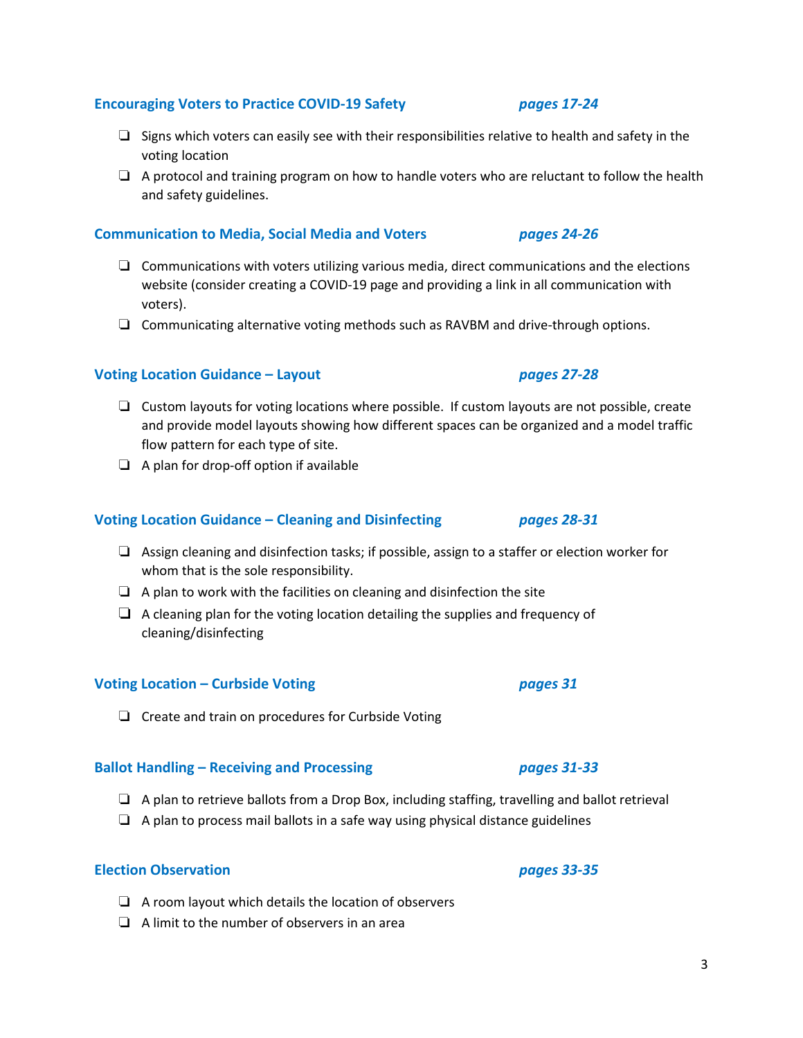### Encouraging Voters to Practice COVID-19 Safety *pages 17-24*

- ❑ Signs which voters can easily see with their responsibilities relative to health and safety in the voting location
- ❑ A protocol and training program on how to handle voters who are reluctant to follow the health and safety guidelines.

### Communication to Media, Social Media and Voters *pages 24-26*

- ❑ Communications with voters utilizing various media, direct communications and the elections website (consider creating a COVID-19 page and providing a link in all communication with voters).
- ❑ Communicating alternative voting methods such as RAVBM and drive-through options.

### Voting Location Guidance – Layout *pages 27-28*

- ❑ Custom layouts for voting locations where possible. If custom layouts are not possible, create and provide model layouts showing how different spaces can be organized and a model traffic flow pattern for each type of site.
- ❑ A plan for drop-off option if available

### Voting Location Guidance – Cleaning and Disinfecting *pages 28-31*

- ❑ Assign cleaning and disinfection tasks; if possible, assign to a staffer or election worker for whom that is the sole responsibility.
- ❑ A plan to work with the facilities on cleaning and disinfection the site
- ❑ A cleaning plan for the voting location detailing the supplies and frequency of cleaning/disinfecting

### Voting Location – Curbside Voting *pages 31*

- ❑ Create and train on procedures for Curbside Voting

### Ballot Handling – Receiving and Processing *pages 31-33*

- ❑ A plan to retrieve ballots from a Drop Box, including staffing, travelling and ballot retrieval
- ❑ A plan to process mail ballots in a safe way using physical distance guidelines

### Election Observation *pages 33-35*

- ❑ A room layout which details the location of observers
- ❑ A limit to the number of observers in an area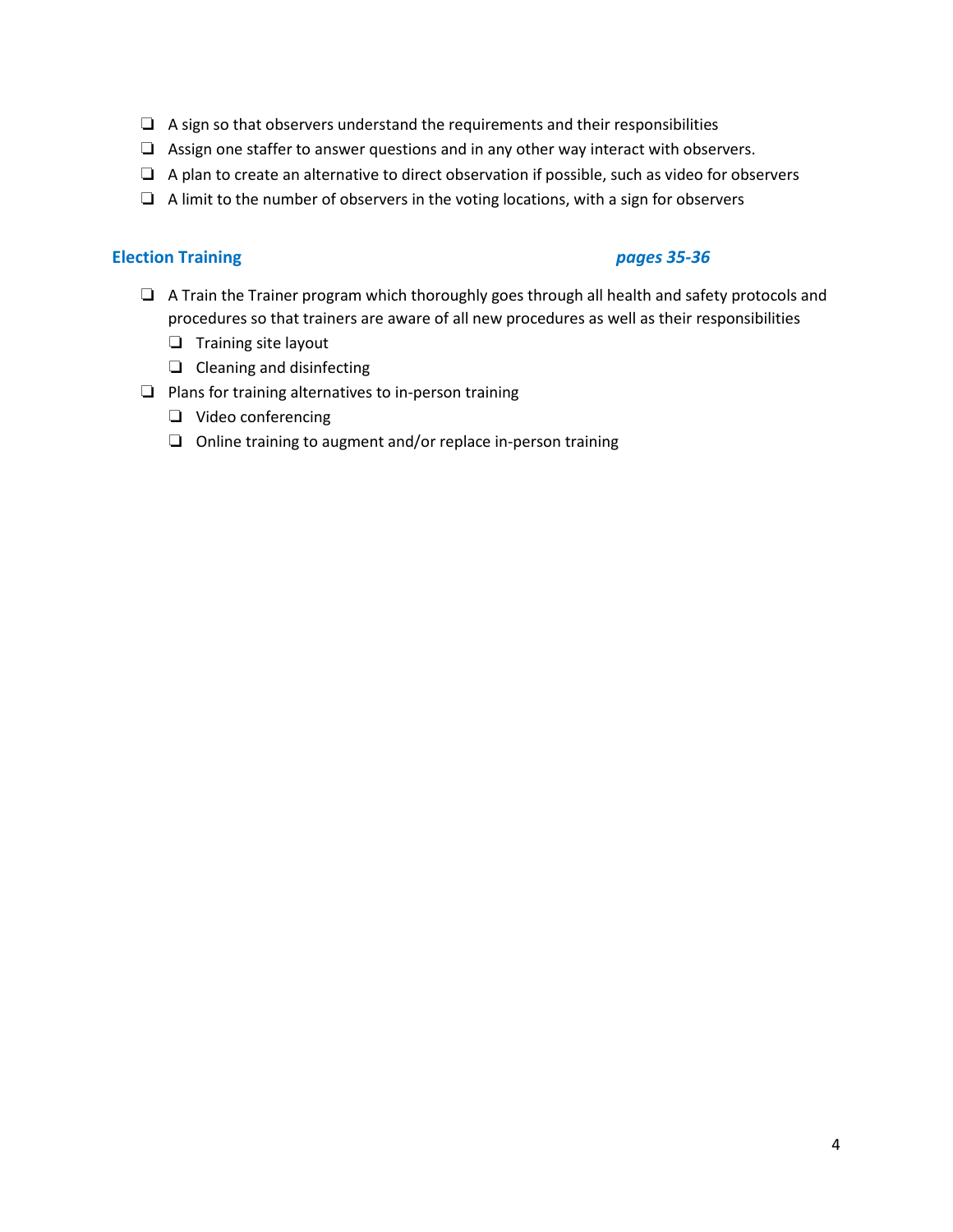- [ ] A sign so that observers understand the requirements and their responsibilities
- [ ] Assign one staffer to answer questions and in any other way interact with observers.
- [ ] A plan to create an alternative to direct observation if possible, such as video for observers
- [ ] A limit to the number of observers in the voting locations, with a sign for observers

## Election Training *pages 35-36*

- [ ] A Train the Trainer program which thoroughly goes through all health and safety protocols and procedures so that trainers are aware of all new procedures as well as their responsibilities
  - [ ] Training site layout
  - [ ] Cleaning and disinfecting
- [ ] Plans for training alternatives to in-person training
  - [ ] Video conferencing
  - [ ] Online training to augment and/or replace in-person training